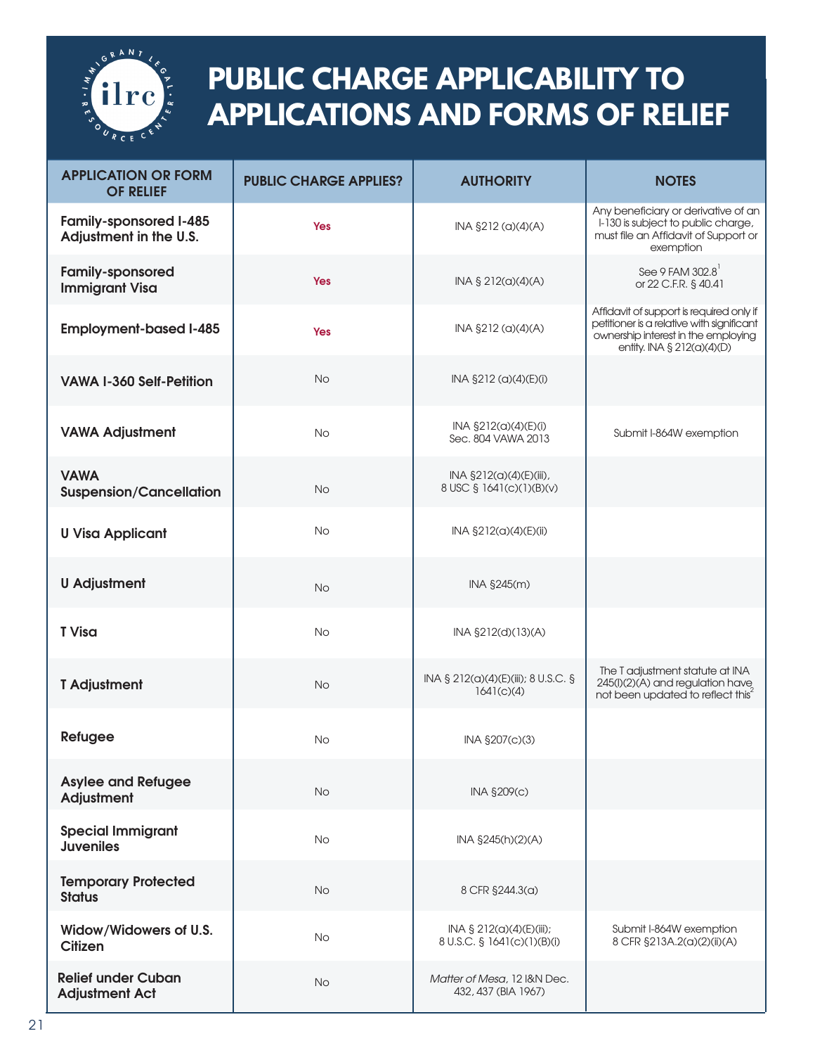# PUBLIC CHARGE APPLICABILITY TO APPLICATIONS AND FORMS OF RELIEF

| APPLICATION OR FORM OF RELIEF | PUBLIC CHARGE APPLIES? | AUTHORITY | NOTES |
|---|---|---|---|
| **Family-sponsored I-485 Adjustment in the U.S.** | Yes | INA §212 (a)(4)(A) | Any beneficiary or derivative of an I-130 is subject to public charge, must file an Affidavit of Support or exemption |
| **Family-sponsored Immigrant Visa** | Yes | INA § 212(a)(4)(A) | See 9 FAM 302.8[1] or 22 C.F.R. § 40.41 |
| **Employment-based I-485** | Yes | INA §212 (a)(4)(A) | Affidavit of support is required only if petitioner is a relative with significant ownership interest in the employing entity. INA § 212(a)(4)(D) |
| **VAWA I-360 Self-Petition** | No | INA §212 (a)(4)(E)(i) | |
| **VAWA Adjustment** | No | INA §212(a)(4)(E)(i) Sec. 804 VAWA 2013 | Submit I-864W exemption |
| **VAWA Suspension/Cancellation** | No | INA §212(a)(4)(E)(iii), 8 USC § 1641(c)(1)(B)(v) | |
| **U Visa Applicant** | No | INA §212(a)(4)(E)(ii) | |
| **U Adjustment** | No | INA §245(m) | |
| **T Visa** | No | INA §212(d)(13)(A) | |
| **T Adjustment** | No | INA § 212(a)(4)(E)(iii); 8 U.S.C. § 1641(c)(4) | The T adjustment statute at INA 245(l)(2)(A) and regulation have not been updated to reflect this[2] |
| **Refugee** | No | INA §207(c)(3) | |
| **Asylee and Refugee Adjustment** | No | INA §209(c) | |
| **Special Immigrant Juveniles** | No | INA §245(h)(2)(A) | |
| **Temporary Protected Status** | No | 8 CFR §244.3(a) | |
| **Widow/Widowers of U.S. Citizen** | No | INA § 212(a)(4)(E)(iii); 8 U.S.C. § 1641(c)(1)(B)(i) | Submit I-864W exemption 8 CFR §213A.2(a)(2)(ii)(A) |
| **Relief under Cuban Adjustment Act** | No | *Matter of Mesa*, 12 I&N Dec. 432, 437 (BIA 1967) | |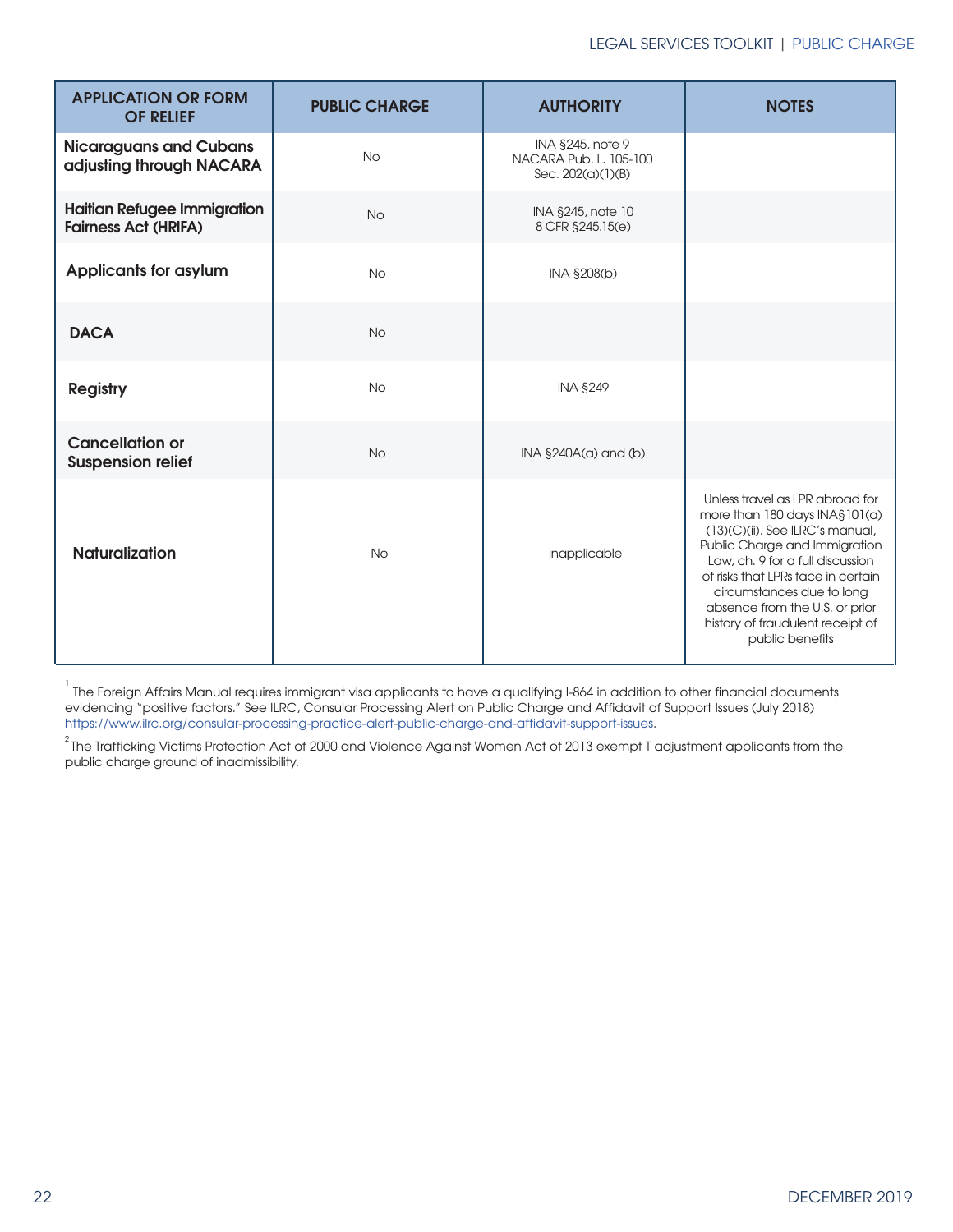| APPLICATION OR FORM OF RELIEF | PUBLIC CHARGE | AUTHORITY | NOTES |
|---|---|---|---|
| **Nicaraguans and Cubans adjusting through NACARA** | No | INA §245, note 9 NACARA Pub. L. 105-100 Sec. 202(a)(1)(B) | |
| **Haitian Refugee Immigration Fairness Act (HRIFA)** | No | INA §245, note 10 8 CFR §245.15(e) | |
| **Applicants for asylum** | No | INA §208(b) | |
| **DACA** | No | | |
| **Registry** | No | INA §249 | |
| **Cancellation or Suspension relief** | No | INA §240A(a) and (b) | |
| **Naturalization** | No | inapplicable | Unless travel as LPR abroad for more than 180 days INA§101(a)(13)(C)(ii). See ILRC's manual, Public Charge and Immigration Law, ch. 9 for a full discussion of risks that LPRs face in certain circumstances due to long absence from the U.S. or prior history of fraudulent receipt of public benefits |

[1] The Foreign Affairs Manual requires immigrant visa applicants to have a qualifying I-864 in addition to other financial documents evidencing "positive factors." See ILRC, Consular Processing Alert on Public Charge and Affidavit of Support Issues (July 2018) https://www.ilrc.org/consular-processing-practice-alert-public-charge-and-affidavit-support-issues.

[2] The Trafficking Victims Protection Act of 2000 and Violence Against Women Act of 2013 exempt T adjustment applicants from the public charge ground of inadmissibility.